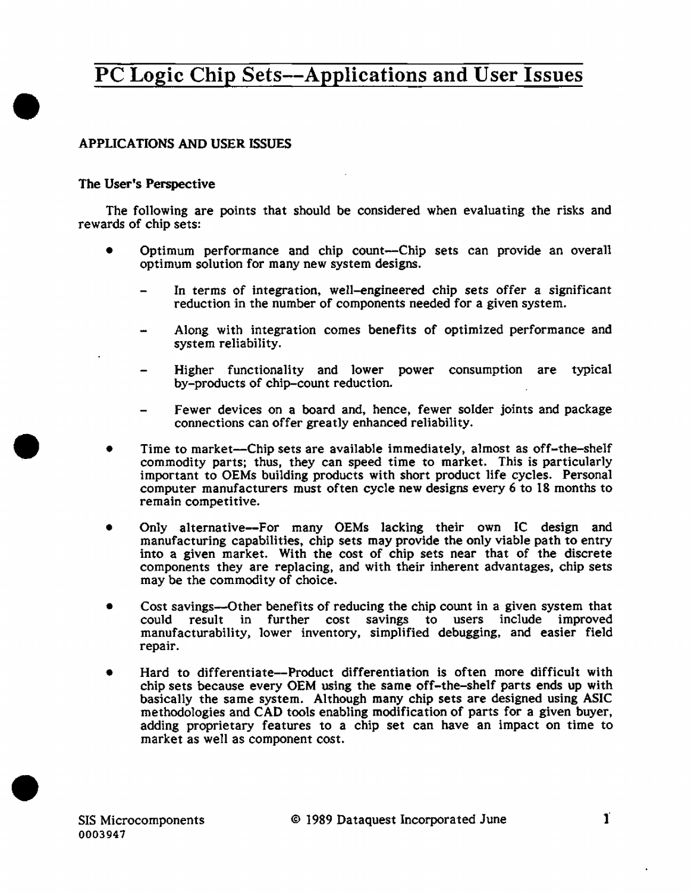# PC Logic Chip Sets--Applications and User Issues

## APPLICATIONS AND USER ISSUES

### The User's Perspective

The following are points that should be considered when evaluating the risks and rewards of chip sets:

- Optimum performance and chip count—Chip sets can provide an overall optimum solution for many new system designs.
  - In terms of integration, well-engineered chip sets offer a significant reduction in the number of components needed for a given system.
  - Along with integration comes benefits of optimized performance and system reliability.
  - Higher functionality and lower power consumption are typical by-products of chip-count reduction.
  - Fewer devices on a board and, hence, fewer solder joints and package connections can offer greatly enhanced reliability.
- Time to market—Chip sets are available immediately, almost as off-the-shelf commodity parts; thus, they can speed time to market. This is particularly important to OEMs building products with short product life cycles. Personal computer manufacturers must often cycle new designs every 6 to 18 months to remain competitive.
- Only alternative--For many OEMs lacking their own IC design and manufacturing capabilities, chip sets may provide the only viable path to entry into a given market. With the cost of chip sets near that of the discrete components they are replacing, and with their inherent advantages, chip sets may be the commodity of choice.
- Cost savings—Other benefits of reducing the chip count in a given system that could result in further cost savings to users include improved manufacturability, lower inventory, simplified debugging, and easier field repair.
- Hard to differentiate--Product differentiation is often more difficult with chip sets because every OEM using the same off-the-shelf parts ends up with basically the same system. Although many chip sets are designed using ASIC methodologies and CAD tools enabling modification of parts for a given buyer, adding proprietary features to a chip set can have an impact on time to market as well as component cost.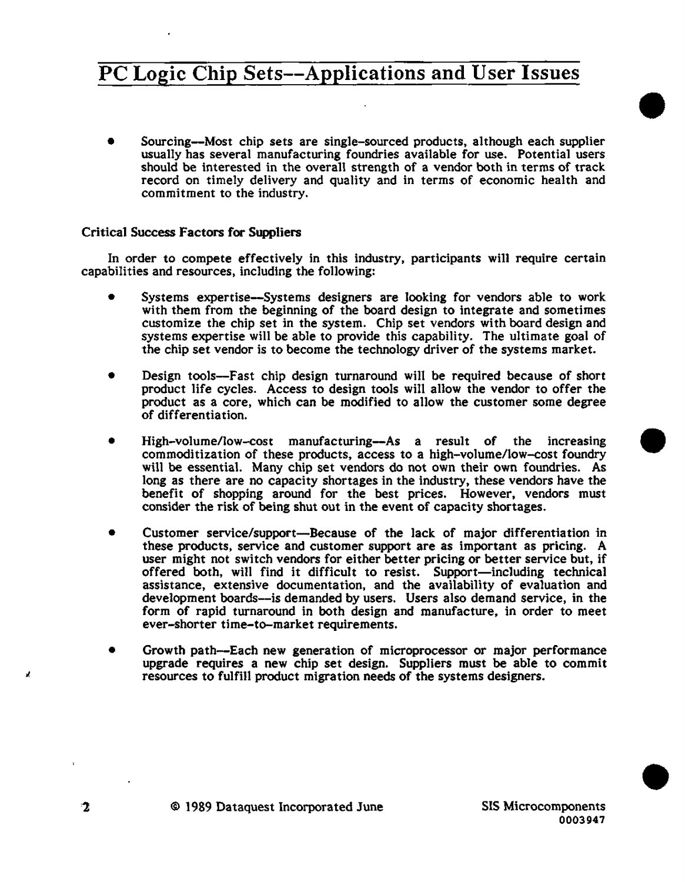- Sourcing--Most chip sets are single-sourced products, although each supplier usually has several manufacturing foundries available for use. Potential users should be interested in the overall strength of a vendor both in terms of track record on timely delivery and quality and in terms of economic health and commitment to the industry.

### Critical Success Factors for Suppliers

In order to compete effectively in this industry, participants will require certain capabilities and resources, including the following:

- Systems expertise—Systems designers are looking for vendors able to work with them from the beginning of the board design to integrate and sometimes customize the chip set in the system. Chip set vendors with board design and systems expertise will be able to provide this capability. The ultimate goal of the chip set vendor is to become the technology driver of the systems market.

- Design tools—Fast chip design turnaround will be required because of short product life cycles. Access to design tools will allow the vendor to offer the product as a core, which can be modified to allow the customer some degree of differentiation.

- High-volume/low-cost manufacturing--As a result of the increasing commoditization of these products, access to a high-volume/low-cost foundry will be essential. Many chip set vendors do not own their own foundries. As long as there are no capacity shortages in the industry, these vendors have the benefit of shopping around for the best prices. However, vendors must consider the risk of being shut out in the event of capacity shortages.

- Customer service/support—Because of the lack of major differentiation in these products, service and customer support are as important as pricing. A user might not switch vendors for either better pricing or better service but, if offered both, will find it difficult to resist. Support—including technical assistance, extensive documentation, and the availability of evaluation and development boards—is demanded by users. Users also demand service, in the form of rapid turnaround in both design and manufacture, in order to meet ever-shorter time-to-market requirements.

- Growth path--Each new generation of microprocessor or major performance upgrade requires a new chip set design. Suppliers must be able to commit resources to fulfill product migration needs of the systems designers.